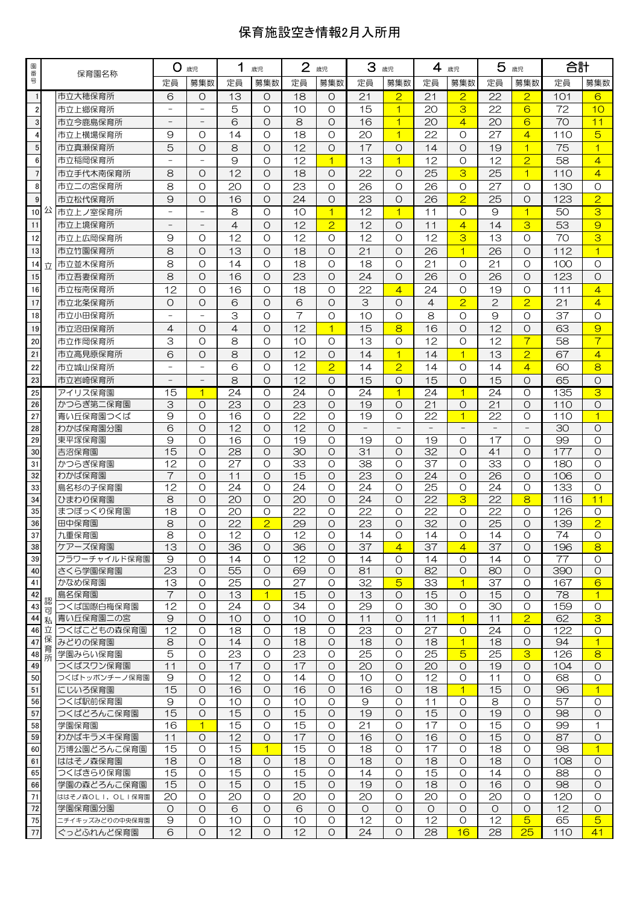# 保育施設空き情報2月入所用

| 園番号 | | 保育園名称 | 0歳児 定員 | 0歳児 募集数 | 1歳児 定員 | 1歳児 募集数 | 2歳児 定員 | 2歳児 募集数 | 3歳児 定員 | 3歳児 募集数 | 4歳児 定員 | 4歳児 募集数 | 5歳児 定員 | 5歳児 募集数 | 合計 定員 | 合計 募集数 |
|---|---|---|---|---|---|---|---|---|---|---|---|---|---|---|---|---|
| 1 | 公立 | 市立大穂保育所 | 6 | 0 | 13 | 0 | 18 | 0 | 21 | 2 | 21 | 2 | 22 | 2 | 101 | 6 |
| 2 | 公立 | 市立上郷保育所 | － | － | 5 | 0 | 10 | 0 | 15 | 1 | 20 | 3 | 22 | 6 | 72 | 10 |
| 3 | 公立 | 市立今鹿島保育所 | － | － | 6 | 0 | 8 | 0 | 16 | 1 | 20 | 4 | 20 | 6 | 70 | 11 |
| 4 | 公立 | 市立上横場保育所 | 9 | 0 | 14 | 0 | 18 | 0 | 20 | 1 | 22 | 0 | 27 | 4 | 110 | 5 |
| 5 | 公立 | 市立真瀬保育所 | 5 | 0 | 8 | 0 | 12 | 0 | 17 | 0 | 14 | 0 | 19 | 1 | 75 | 1 |
| 6 | 公立 | 市立稲岡保育所 | － | － | 9 | 0 | 12 | 1 | 13 | 1 | 12 | 0 | 12 | 2 | 58 | 4 |
| 7 | 公立 | 市立手代木南保育所 | 8 | 0 | 12 | 0 | 18 | 0 | 22 | 0 | 25 | 3 | 25 | 1 | 110 | 4 |
| 8 | 公立 | 市立二の宮保育所 | 8 | 0 | 20 | 0 | 23 | 0 | 26 | 0 | 26 | 0 | 27 | 0 | 130 | 0 |
| 9 | 公立 | 市立松代保育所 | 9 | 0 | 16 | 0 | 24 | 0 | 23 | 0 | 26 | 2 | 25 | 0 | 123 | 2 |
| 10 | 公立 | 市立上ノ室保育所 | － | － | 8 | 0 | 10 | 1 | 12 | 1 | 11 | 0 | 9 | 1 | 50 | 3 |
| 11 | 公立 | 市立上境保育所 | － | － | 4 | 0 | 12 | 2 | 12 | 0 | 11 | 4 | 14 | 3 | 53 | 9 |
| 12 | 公立 | 市立上広岡保育所 | 9 | 0 | 12 | 0 | 12 | 0 | 12 | 0 | 12 | 3 | 13 | 0 | 70 | 3 |
| 13 | 公立 | 市立竹園保育所 | 8 | 0 | 13 | 0 | 18 | 0 | 21 | 0 | 26 | 1 | 26 | 0 | 112 | 1 |
| 14 | 公立 | 市立並木保育所 | 8 | 0 | 14 | 0 | 18 | 0 | 18 | 0 | 21 | 0 | 21 | 0 | 100 | 0 |
| 15 | 公立 | 市立吾妻保育所 | 8 | 0 | 16 | 0 | 23 | 0 | 24 | 0 | 26 | 0 | 26 | 0 | 123 | 0 |
| 16 | 公立 | 市立桜南保育所 | 12 | 0 | 16 | 0 | 18 | 0 | 22 | 4 | 24 | 0 | 19 | 0 | 111 | 4 |
| 17 | 公立 | 市立北条保育所 | 0 | 0 | 6 | 0 | 6 | 0 | 3 | 0 | 4 | 2 | 2 | 2 | 21 | 4 |
| 18 | 公立 | 市立小田保育所 | － | － | 3 | 0 | 7 | 0 | 10 | 0 | 8 | 0 | 9 | 0 | 37 | 0 |
| 19 | 公立 | 市立沼田保育所 | 4 | 0 | 4 | 0 | 12 | 1 | 15 | 8 | 16 | 0 | 12 | 0 | 63 | 9 |
| 20 | 公立 | 市立作岡保育所 | 3 | 0 | 8 | 0 | 10 | 0 | 13 | 0 | 12 | 0 | 12 | 7 | 58 | 7 |
| 21 | 公立 | 市立高見原保育所 | 6 | 0 | 8 | 0 | 12 | 0 | 14 | 1 | 14 | 1 | 13 | 2 | 67 | 4 |
| 22 | 公立 | 市立城山保育所 | － | － | 6 | 0 | 12 | 2 | 14 | 2 | 14 | 0 | 14 | 4 | 60 | 8 |
| 23 | 公立 | 市立岩崎保育所 | － | － | 8 | 0 | 12 | 0 | 15 | 0 | 15 | 0 | 15 | 0 | 65 | 0 |
| 25 | 認可私立保育所 | アイリス保育園 | 15 | 1 | 24 | 0 | 24 | 0 | 24 | 1 | 24 | 1 | 24 | 0 | 135 | 3 |
| 26 | 認可私立保育所 | かつらぎ第二保育園 | 3 | 0 | 23 | 0 | 23 | 0 | 19 | 0 | 21 | 0 | 21 | 0 | 110 | 0 |
| 27 | 認可私立保育所 | 青い丘保育園つくば | 9 | 0 | 16 | 0 | 22 | 0 | 19 | 0 | 22 | 1 | 22 | 0 | 110 | 1 |
| 28 | 認可私立保育所 | わかば保育園分園 | 6 | 0 | 12 | 0 | 12 | 0 | － | － | － | － | － | － | 30 | 0 |
| 29 | 認可私立保育所 | 東平塚保育園 | 9 | 0 | 16 | 0 | 19 | 0 | 19 | 0 | 19 | 0 | 17 | 0 | 99 | 0 |
| 30 | 認可私立保育所 | 吉沼保育園 | 15 | 0 | 28 | 0 | 30 | 0 | 31 | 0 | 32 | 0 | 41 | 0 | 177 | 0 |
| 31 | 認可私立保育所 | かつらぎ保育園 | 12 | 0 | 27 | 0 | 33 | 0 | 38 | 0 | 37 | 0 | 33 | 0 | 180 | 0 |
| 32 | 認可私立保育所 | わかば保育園 | 7 | 0 | 11 | 0 | 15 | 0 | 23 | 0 | 24 | 0 | 26 | 0 | 106 | 0 |
| 33 | 認可私立保育所 | 島名杉の子保育園 | 12 | 0 | 24 | 0 | 24 | 0 | 24 | 0 | 25 | 0 | 24 | 0 | 133 | 0 |
| 34 | 認可私立保育所 | ひまわり保育園 | 8 | 0 | 20 | 0 | 20 | 0 | 24 | 0 | 22 | 3 | 22 | 8 | 116 | 11 |
| 35 | 認可私立保育所 | まつぼっくり保育園 | 18 | 0 | 20 | 0 | 22 | 0 | 22 | 0 | 22 | 0 | 22 | 0 | 126 | 0 |
| 36 | 認可私立保育所 | 田中保育園 | 8 | 0 | 22 | 2 | 29 | 0 | 23 | 0 | 32 | 0 | 25 | 0 | 139 | 2 |
| 37 | 認可私立保育所 | 九重保育園 | 8 | 0 | 12 | 0 | 12 | 0 | 14 | 0 | 14 | 0 | 14 | 0 | 74 | 0 |
| 38 | 認可私立保育所 | ケアーズ保育園 | 13 | 0 | 36 | 0 | 36 | 0 | 37 | 4 | 37 | 4 | 37 | 0 | 196 | 8 |
| 39 | 認可私立保育所 | フラワーチャイルド保育園 | 9 | 0 | 14 | 0 | 12 | 0 | 14 | 0 | 14 | 0 | 14 | 0 | 77 | 0 |
| 40 | 認可私立保育所 | さくら学園保育園 | 23 | 0 | 55 | 0 | 69 | 0 | 81 | 0 | 82 | 0 | 80 | 0 | 390 | 0 |
| 41 | 認可私立保育所 | かなめ保育園 | 13 | 0 | 25 | 0 | 27 | 0 | 32 | 5 | 33 | 1 | 37 | 0 | 167 | 6 |
| 42 | 認可私立保育所 | 島名保育園 | 7 | 0 | 13 | 1 | 15 | 0 | 13 | 0 | 15 | 0 | 15 | 0 | 78 | 1 |
| 43 | 認可私立保育所 | つくば国際白梅保育園 | 12 | 0 | 24 | 0 | 34 | 0 | 29 | 0 | 30 | 0 | 30 | 0 | 159 | 0 |
| 44 | 認可私立保育所 | 青い丘保育園二の宮 | 9 | 0 | 10 | 0 | 10 | 0 | 11 | 0 | 11 | 1 | 11 | 2 | 62 | 3 |
| 46 | 認可私立保育所 | つくばこどもの森保育園 | 12 | 0 | 18 | 0 | 18 | 0 | 23 | 0 | 27 | 0 | 24 | 0 | 122 | 0 |
| 47 | 認可私立保育所 | みどりの保育園 | 8 | 0 | 14 | 0 | 18 | 0 | 18 | 0 | 18 | 1 | 18 | 0 | 94 | 1 |
| 48 | 認可私立保育所 | 学園みらい保育園 | 5 | 0 | 23 | 0 | 23 | 0 | 25 | 0 | 25 | 5 | 25 | 3 | 126 | 8 |
| 49 | 認可私立保育所 | つくばスワン保育園 | 11 | 0 | 17 | 0 | 17 | 0 | 20 | 0 | 20 | 0 | 19 | 0 | 104 | 0 |
| 50 | 認可私立保育所 | つくばトッポンチーノ保育園 | 9 | 0 | 12 | 0 | 14 | 0 | 10 | 0 | 12 | 0 | 11 | 0 | 68 | 0 |
| 51 | 認可私立保育所 | にじいろ保育園 | 15 | 0 | 16 | 0 | 16 | 0 | 16 | 0 | 18 | 1 | 15 | 0 | 96 | 1 |
| 56 | 認可私立保育所 | つくば駅前保育園 | 9 | 0 | 10 | 0 | 10 | 0 | 9 | 0 | 11 | 0 | 8 | 0 | 57 | 0 |
| 57 | 認可私立保育所 | つくばどろんこ保育園 | 15 | 0 | 15 | 0 | 15 | 0 | 19 | 0 | 15 | 0 | 19 | 0 | 98 | 0 |
| 58 | 認可私立保育所 | 学園保育園 | 16 | 1 | 15 | 0 | 15 | 0 | 21 | 0 | 17 | 0 | 15 | 0 | 99 | 1 |
| 59 | 認可私立保育所 | わかばキラメキ保育園 | 11 | 0 | 12 | 0 | 17 | 0 | 16 | 0 | 16 | 0 | 15 | 0 | 87 | 0 |
| 60 | 認可私立保育所 | 万博公園どろんこ保育園 | 15 | 0 | 15 | 1 | 15 | 0 | 18 | 0 | 17 | 0 | 18 | 0 | 98 | 1 |
| 61 | 認可私立保育所 | ははそノ森保育園 | 18 | 0 | 18 | 0 | 18 | 0 | 18 | 0 | 18 | 0 | 18 | 0 | 108 | 0 |
| 65 | 認可私立保育所 | つくばきらり保育園 | 15 | 0 | 15 | 0 | 15 | 0 | 14 | 0 | 15 | 0 | 14 | 0 | 88 | 0 |
| 66 | 認可私立保育所 | 学園の森どろんこ保育園 | 15 | 0 | 15 | 0 | 15 | 0 | 19 | 0 | 18 | 0 | 16 | 0 | 98 | 0 |
| 71 | 認可私立保育所 | ははそノ森ＯＬＩ．ＯＬＩ保育園 | 20 | 0 | 20 | 0 | 20 | 0 | 20 | 0 | 20 | 0 | 20 | 0 | 120 | 0 |
| 72 | 認可私立保育所 | 学園保育園分園 | 0 | 0 | 6 | 0 | 6 | 0 | 0 | 0 | 0 | 0 | 0 | 0 | 12 | 0 |
| 75 | 認可私立保育所 | ニチイキッズみどりの中央保育園 | 9 | 0 | 10 | 0 | 10 | 0 | 12 | 0 | 12 | 0 | 12 | 5 | 65 | 5 |
| 77 | 認可私立保育所 | ぐっどふれんど保育園 | 6 | 0 | 12 | 0 | 12 | 0 | 24 | 0 | 28 | 16 | 28 | 25 | 110 | 41 |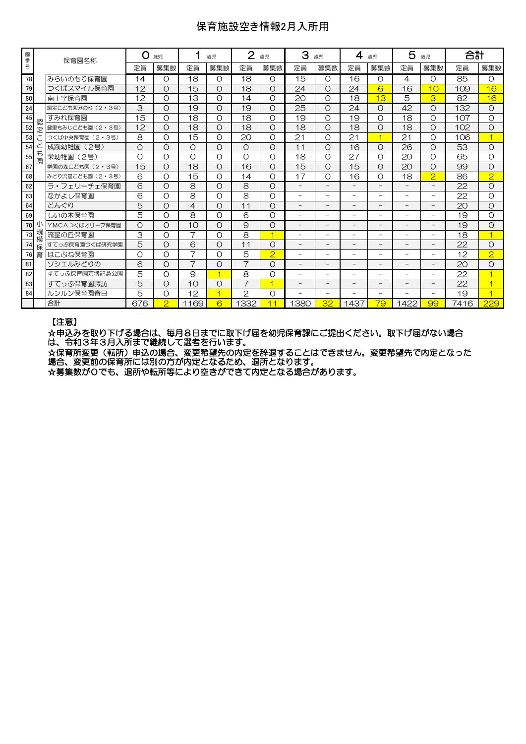# 保育施設空き情報2月入所用

| 園番号 | | 保育園名称 | 0歳児 | | 1歳児 | | 2歳児 | | 3歳児 | | 4歳児 | | 5歳児 | | 合計 | |
|---|---|---|---|---|---|---|---|---|---|---|---|---|---|---|---|---|
| | | | 定員 | 募集数 | 定員 | 募集数 | 定員 | 募集数 | 定員 | 募集数 | 定員 | 募集数 | 定員 | 募集数 | 定員 | 募集数 |
| 78 | | みらいのもり保育園 | 14 | 0 | 18 | 0 | 18 | 0 | 15 | 0 | 16 | 0 | 4 | 0 | 85 | 0 |
| 79 | | つくばスマイル保育園 | 12 | 0 | 15 | 0 | 18 | 0 | 24 | 0 | 24 | 6 | 16 | 10 | 109 | 16 |
| 80 | | 南十字保育園 | 12 | 0 | 13 | 0 | 14 | 0 | 20 | 0 | 18 | 13 | 5 | 3 | 82 | 16 |
| 24 | 認定こども園 | 認定こども園みのり（2・3号） | 3 | 0 | 19 | 0 | 19 | 0 | 25 | 0 | 24 | 0 | 42 | 0 | 132 | 0 |
| 45 | 認定こども園 | すみれ保育園 | 15 | 0 | 18 | 0 | 18 | 0 | 19 | 0 | 19 | 0 | 18 | 0 | 107 | 0 |
| 52 | 認定こども園 | 豊里もみじこども園（2・3号） | 12 | 0 | 18 | 0 | 18 | 0 | 18 | 0 | 18 | 0 | 18 | 0 | 102 | 0 |
| 53 | 認定こども園 | つくば中央保育園（2・3号） | 8 | 0 | 15 | 0 | 20 | 0 | 21 | 0 | 21 | 1 | 21 | 0 | 106 | 1 |
| 54 | 認定こども園 | 成蹊幼稚園（2号） | 0 | 0 | 0 | 0 | 0 | 0 | 11 | 0 | 16 | 0 | 26 | 0 | 53 | 0 |
| 55 | 認定こども園 | 栄幼稚園（2号） | 0 | 0 | 0 | 0 | 0 | 0 | 18 | 0 | 27 | 0 | 20 | 0 | 65 | 0 |
| 67 | 認定こども園 | 学園の森こども園（2・3号） | 15 | 0 | 18 | 0 | 16 | 0 | 15 | 0 | 15 | 0 | 20 | 0 | 99 | 0 |
| 68 | 認定こども園 | みどり流星こども園（2・3号） | 6 | 0 | 15 | 0 | 14 | 0 | 17 | 0 | 16 | 0 | 18 | 2 | 86 | 2 |
| 62 | 小規模保育 | ラ・フェリーチェ保育園 | 6 | 0 | 8 | 0 | 8 | 0 | － | － | － | － | － | － | 22 | 0 |
| 63 | 小規模保育 | なかよし保育園 | 6 | 0 | 8 | 0 | 8 | 0 | － | － | － | － | － | － | 22 | 0 |
| 64 | 小規模保育 | どんぐり | 5 | 0 | 4 | 0 | 11 | 0 | － | － | － | － | － | － | 20 | 0 |
| 69 | 小規模保育 | しいの木保育園 | 5 | 0 | 8 | 0 | 6 | 0 | － | － | － | － | － | － | 19 | 0 |
| 70 | 小規模保育 | YMCAつくばオリーブ保育園 | 0 | 0 | 10 | 0 | 9 | 0 | － | － | － | － | － | － | 19 | 0 |
| 73 | 小規模保育 | 流星の丘保育園 | 3 | 0 | 7 | 0 | 8 | 1 | － | － | － | － | － | － | 18 | 1 |
| 74 | 小規模保育 | すてっぷ保育園つくば研究学園 | 5 | 0 | 6 | 0 | 11 | 0 | － | － | － | － | － | － | 22 | 0 |
| 76 | 小規模保育 | はこぶね保育園 | 0 | 0 | 7 | 0 | 5 | 2 | － | － | － | － | － | － | 12 | 2 |
| 81 | 小規模保育 | ソシエルみどりの | 6 | 0 | 7 | 0 | 7 | 0 | － | － | － | － | － | － | 20 | 0 |
| 82 | 小規模保育 | すてっぷ保育園万博記念公園 | 5 | 0 | 9 | 1 | 8 | 0 | － | － | － | － | － | － | 22 | 1 |
| 83 | 小規模保育 | すてっぷ保育園諏訪 | 5 | 0 | 10 | 0 | 7 | 1 | － | － | － | － | － | － | 22 | 1 |
| 84 | 小規模保育 | ルンルン保育園春日 | 5 | 0 | 12 | 1 | 2 | 0 | － | － | － | － | － | － | 19 | 1 |
| | | 合計 | 676 | 2 | 1169 | 6 | 1332 | 11 | 1380 | 32 | 1437 | 79 | 1422 | 99 | 7416 | 229 |

【注意】

☆申込みを取り下げる場合は、毎月８日までに取下げ届を幼児保育課にご提出ください。取下げ届がない場合は、令和３年３月入所まで継続して選考を行います。

☆保育所変更（転所）申込の場合、変更希望先の内定を辞退することはできません。変更希望先で内定となった場合、変更前の保育所には別の方が内定となるため、退所となります。

☆募集数が0でも、退所や転所等により空きができて内定となる場合があります。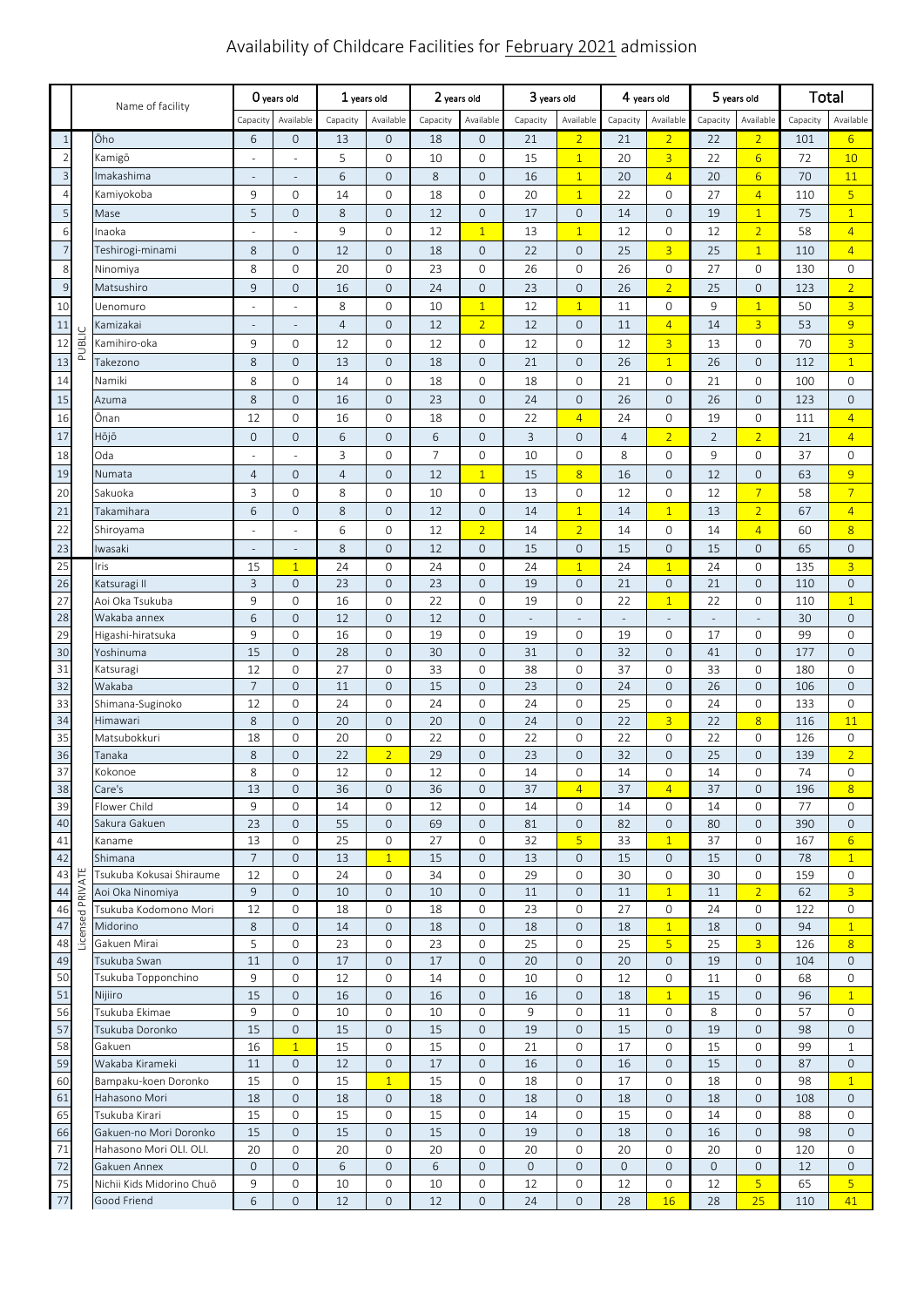# Availability of Childcare Facilities for February 2021 admission

| | | Name of facility | 0 years old | | 1 years old | | 2 years old | | 3 years old | | 4 years old | | 5 years old | | Total | |
|---|---|---|---|---|---|---|---|---|---|---|---|---|---|---|---|---|
| | | | Capacity | Available | Capacity | Available | Capacity | Available | Capacity | Available | Capacity | Available | Capacity | Available | Capacity | Available |
| 1 | PUBLIC | Ōho | 6 | 0 | 13 | 0 | 18 | 0 | 21 | 2 | 21 | 2 | 22 | 2 | 101 | 6 |
| 2 | | Kamigō | - | - | 5 | 0 | 10 | 0 | 15 | 1 | 20 | 3 | 22 | 6 | 72 | 10 |
| 3 | | Imakashima | - | - | 6 | 0 | 8 | 0 | 16 | 1 | 20 | 4 | 20 | 6 | 70 | 11 |
| 4 | | Kamiyokoba | 9 | 0 | 14 | 0 | 18 | 0 | 20 | 1 | 22 | 0 | 27 | 4 | 110 | 5 |
| 5 | | Mase | 5 | 0 | 8 | 0 | 12 | 0 | 17 | 0 | 14 | 0 | 19 | 1 | 75 | 1 |
| 6 | | Inaoka | - | - | 9 | 0 | 12 | 1 | 13 | 1 | 12 | 0 | 12 | 2 | 58 | 4 |
| 7 | | Teshirogi-minami | 8 | 0 | 12 | 0 | 18 | 0 | 22 | 0 | 25 | 3 | 25 | 1 | 110 | 4 |
| 8 | | Ninomiya | 8 | 0 | 20 | 0 | 23 | 0 | 26 | 0 | 26 | 0 | 27 | 0 | 130 | 0 |
| 9 | | Matsushiro | 9 | 0 | 16 | 0 | 24 | 0 | 23 | 0 | 26 | 2 | 25 | 0 | 123 | 2 |
| 10 | | Uenomuro | - | - | 8 | 0 | 10 | 1 | 12 | 1 | 11 | 0 | 9 | 1 | 50 | 3 |
| 11 | | Kamizakai | - | - | 4 | 0 | 12 | 2 | 12 | 0 | 11 | 4 | 14 | 3 | 53 | 9 |
| 12 | | Kamihiro-oka | 9 | 0 | 12 | 0 | 12 | 0 | 12 | 0 | 12 | 3 | 13 | 0 | 70 | 3 |
| 13 | | Takezono | 8 | 0 | 13 | 0 | 18 | 0 | 21 | 0 | 26 | 1 | 26 | 0 | 112 | 1 |
| 14 | | Namiki | 8 | 0 | 14 | 0 | 18 | 0 | 18 | 0 | 21 | 0 | 21 | 0 | 100 | 0 |
| 15 | | Azuma | 8 | 0 | 16 | 0 | 23 | 0 | 24 | 0 | 26 | 0 | 26 | 0 | 123 | 0 |
| 16 | | Ōnan | 12 | 0 | 16 | 0 | 18 | 0 | 22 | 4 | 24 | 0 | 19 | 0 | 111 | 4 |
| 17 | | Hōjō | 0 | 0 | 6 | 0 | 6 | 0 | 3 | 0 | 4 | 2 | 2 | 2 | 21 | 4 |
| 18 | | Oda | - | - | 3 | 0 | 7 | 0 | 10 | 0 | 8 | 0 | 9 | 0 | 37 | 0 |
| 19 | | Numata | 4 | 0 | 4 | 0 | 12 | 1 | 15 | 8 | 16 | 0 | 12 | 0 | 63 | 9 |
| 20 | | Sakuoka | 3 | 0 | 8 | 0 | 10 | 0 | 13 | 0 | 12 | 0 | 12 | 7 | 58 | 7 |
| 21 | | Takamihara | 6 | 0 | 8 | 0 | 12 | 0 | 14 | 1 | 14 | 1 | 13 | 2 | 67 | 4 |
| 22 | | Shiroyama | - | - | 6 | 0 | 12 | 2 | 14 | 2 | 14 | 0 | 14 | 4 | 60 | 8 |
| 23 | | Iwasaki | - | - | 8 | 0 | 12 | 0 | 15 | 0 | 15 | 0 | 15 | 0 | 65 | 0 |
| 25 | Licensed PRIVATE | Iris | 15 | 1 | 24 | 0 | 24 | 0 | 24 | 1 | 24 | 1 | 24 | 0 | 135 | 3 |
| 26 | | Katsuragi II | 3 | 0 | 23 | 0 | 23 | 0 | 19 | 0 | 21 | 0 | 21 | 0 | 110 | 0 |
| 27 | | Aoi Oka Tsukuba | 9 | 0 | 16 | 0 | 22 | 0 | 19 | 0 | 22 | 1 | 22 | 0 | 110 | 1 |
| 28 | | Wakaba annex | 6 | 0 | 12 | 0 | 12 | 0 | - | - | - | - | - | - | 30 | 0 |
| 29 | | Higashi-hiratsuka | 9 | 0 | 16 | 0 | 19 | 0 | 19 | 0 | 19 | 0 | 17 | 0 | 99 | 0 |
| 30 | | Yoshinuma | 15 | 0 | 28 | 0 | 30 | 0 | 31 | 0 | 32 | 0 | 41 | 0 | 177 | 0 |
| 31 | | Katsuragi | 12 | 0 | 27 | 0 | 33 | 0 | 38 | 0 | 37 | 0 | 33 | 0 | 180 | 0 |
| 32 | | Wakaba | 7 | 0 | 11 | 0 | 15 | 0 | 23 | 0 | 24 | 0 | 26 | 0 | 106 | 0 |
| 33 | | Shimana-Suginoko | 12 | 0 | 24 | 0 | 24 | 0 | 24 | 0 | 25 | 0 | 24 | 0 | 133 | 0 |
| 34 | | Himawari | 8 | 0 | 20 | 0 | 20 | 0 | 24 | 0 | 22 | 3 | 22 | 8 | 116 | 11 |
| 35 | | Matsubokkuri | 18 | 0 | 20 | 0 | 22 | 0 | 22 | 0 | 22 | 0 | 22 | 0 | 126 | 0 |
| 36 | | Tanaka | 8 | 0 | 22 | 2 | 29 | 0 | 23 | 0 | 32 | 0 | 25 | 0 | 139 | 2 |
| 37 | | Kokonoe | 8 | 0 | 12 | 0 | 12 | 0 | 14 | 0 | 14 | 0 | 14 | 0 | 74 | 0 |
| 38 | | Care's | 13 | 0 | 36 | 0 | 36 | 0 | 37 | 4 | 37 | 4 | 37 | 0 | 196 | 8 |
| 39 | | Flower Child | 9 | 0 | 14 | 0 | 12 | 0 | 14 | 0 | 14 | 0 | 14 | 0 | 77 | 0 |
| 40 | | Sakura Gakuen | 23 | 0 | 55 | 0 | 69 | 0 | 81 | 0 | 82 | 0 | 80 | 0 | 390 | 0 |
| 41 | | Kaname | 13 | 0 | 25 | 0 | 27 | 0 | 32 | 5 | 33 | 1 | 37 | 0 | 167 | 6 |
| 42 | | Shimana | 7 | 0 | 13 | 1 | 15 | 0 | 13 | 0 | 15 | 0 | 15 | 0 | 78 | 1 |
| 43 | | Tsukuba Kokusai Shiraume | 12 | 0 | 24 | 0 | 34 | 0 | 29 | 0 | 30 | 0 | 30 | 0 | 159 | 0 |
| 44 | | Aoi Oka Ninomiya | 9 | 0 | 10 | 0 | 10 | 0 | 11 | 0 | 11 | 1 | 11 | 2 | 62 | 3 |
| 46 | | Tsukuba Kodomono Mori | 12 | 0 | 18 | 0 | 18 | 0 | 23 | 0 | 27 | 0 | 24 | 0 | 122 | 0 |
| 47 | | Midorino | 8 | 0 | 14 | 0 | 18 | 0 | 18 | 0 | 18 | 1 | 18 | 0 | 94 | 1 |
| 48 | | Gakuen Mirai | 5 | 0 | 23 | 0 | 23 | 0 | 25 | 0 | 25 | 5 | 25 | 3 | 126 | 8 |
| 49 | | Tsukuba Swan | 11 | 0 | 17 | 0 | 17 | 0 | 20 | 0 | 20 | 0 | 19 | 0 | 104 | 0 |
| 50 | | Tsukuba Topponchino | 9 | 0 | 12 | 0 | 14 | 0 | 10 | 0 | 12 | 0 | 11 | 0 | 68 | 0 |
| 51 | | Nijiiro | 15 | 0 | 16 | 0 | 16 | 0 | 16 | 0 | 18 | 1 | 15 | 0 | 96 | 1 |
| 56 | | Tsukuba Ekimae | 9 | 0 | 10 | 0 | 10 | 0 | 9 | 0 | 11 | 0 | 8 | 0 | 57 | 0 |
| 57 | | Tsukuba Doronko | 15 | 0 | 15 | 0 | 15 | 0 | 19 | 0 | 15 | 0 | 19 | 0 | 98 | 0 |
| 58 | | Gakuen | 16 | 1 | 15 | 0 | 15 | 0 | 21 | 0 | 17 | 0 | 15 | 0 | 99 | 1 |
| 59 | | Wakaba Kirameki | 11 | 0 | 12 | 0 | 17 | 0 | 16 | 0 | 16 | 0 | 15 | 0 | 87 | 0 |
| 60 | | Bampaku-koen Doronko | 15 | 0 | 15 | 1 | 15 | 0 | 18 | 0 | 17 | 0 | 18 | 0 | 98 | 1 |
| 61 | | Hahasono Mori | 18 | 0 | 18 | 0 | 18 | 0 | 18 | 0 | 18 | 0 | 18 | 0 | 108 | 0 |
| 65 | | Tsukuba Kirari | 15 | 0 | 15 | 0 | 15 | 0 | 14 | 0 | 15 | 0 | 14 | 0 | 88 | 0 |
| 66 | | Gakuen-no Mori Doronko | 15 | 0 | 15 | 0 | 15 | 0 | 19 | 0 | 18 | 0 | 16 | 0 | 98 | 0 |
| 71 | | Hahasono Mori OLI. OLI. | 20 | 0 | 20 | 0 | 20 | 0 | 20 | 0 | 20 | 0 | 20 | 0 | 120 | 0 |
| 72 | | Gakuen Annex | 0 | 0 | 6 | 0 | 6 | 0 | 0 | 0 | 0 | 0 | 0 | 0 | 12 | 0 |
| 75 | | Nichii Kids Midorino Chuō | 9 | 0 | 10 | 0 | 10 | 0 | 12 | 0 | 12 | 0 | 12 | 5 | 65 | 5 |
| 77 | | Good Friend | 6 | 0 | 12 | 0 | 12 | 0 | 24 | 0 | 28 | 16 | 28 | 25 | 110 | 41 |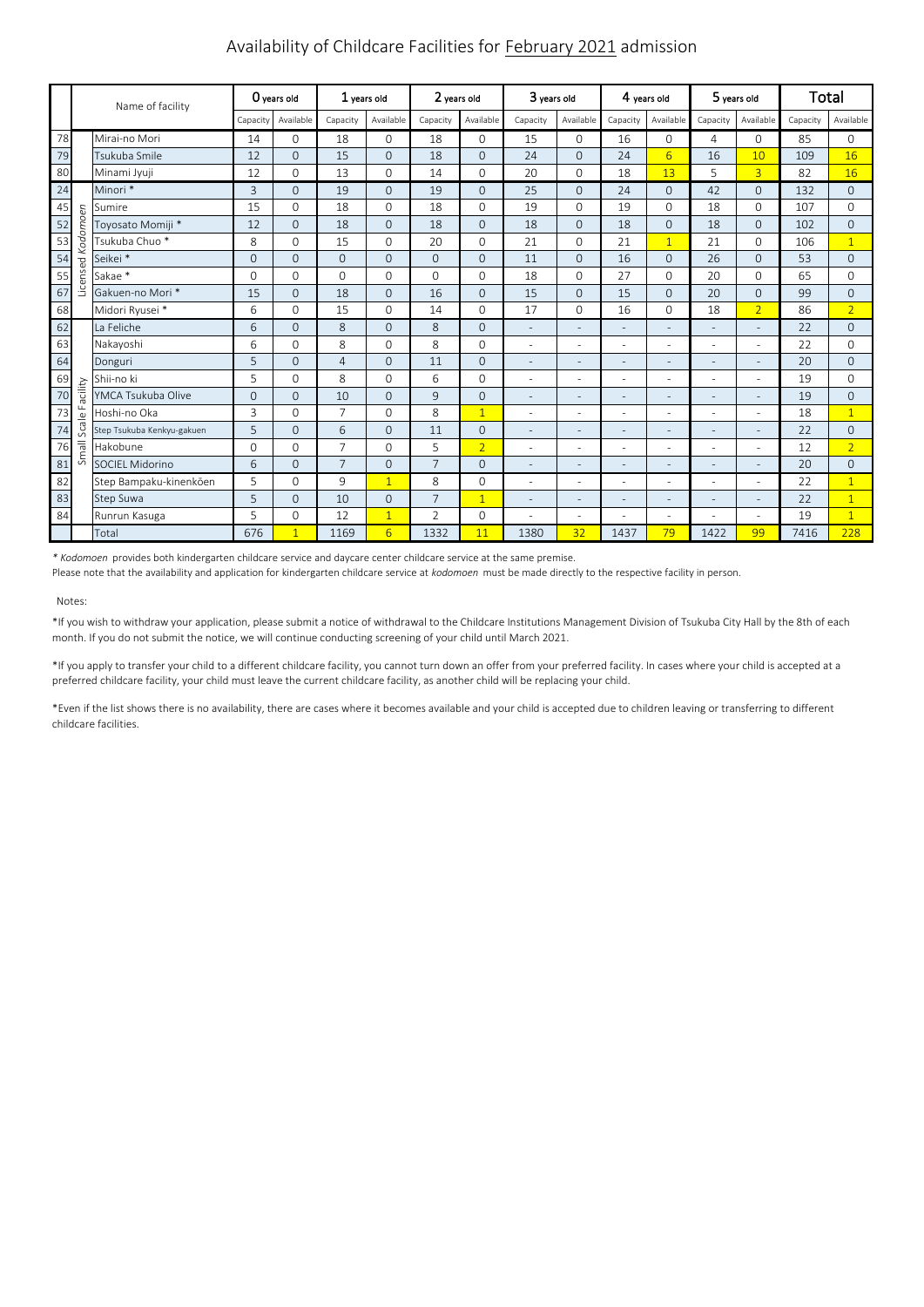# Availability of Childcare Facilities for February 2021 admission

| | | Name of facility | 0 years old | | 1 years old | | 2 years old | | 3 years old | | 4 years old | | 5 years old | | Total | |
|---|---|---|---|---|---|---|---|---|---|---|---|---|---|---|---|---|
| | | | Capacity | Available | Capacity | Available | Capacity | Available | Capacity | Available | Capacity | Available | Capacity | Available | Capacity | Available |
| 78 | | Mirai-no Mori | 14 | 0 | 18 | 0 | 18 | 0 | 15 | 0 | 16 | 0 | 4 | 0 | 85 | 0 |
| 79 | | Tsukuba Smile | 12 | 0 | 15 | 0 | 18 | 0 | 24 | 0 | 24 | 6 | 16 | 10 | 109 | 16 |
| 80 | | Minami Jyuji | 12 | 0 | 13 | 0 | 14 | 0 | 20 | 0 | 18 | 13 | 5 | 3 | 82 | 16 |
| 24 | Licensed *Kodomoen* | Minori * | 3 | 0 | 19 | 0 | 19 | 0 | 25 | 0 | 24 | 0 | 42 | 0 | 132 | 0 |
| 45 | | Sumire | 15 | 0 | 18 | 0 | 18 | 0 | 19 | 0 | 19 | 0 | 18 | 0 | 107 | 0 |
| 52 | | Toyosato Momiji * | 12 | 0 | 18 | 0 | 18 | 0 | 18 | 0 | 18 | 0 | 18 | 0 | 102 | 0 |
| 53 | | Tsukuba Chuo * | 8 | 0 | 15 | 0 | 20 | 0 | 21 | 0 | 21 | 1 | 21 | 0 | 106 | 1 |
| 54 | | Seikei * | 0 | 0 | 0 | 0 | 0 | 0 | 11 | 0 | 16 | 0 | 26 | 0 | 53 | 0 |
| 55 | | Sakae * | 0 | 0 | 0 | 0 | 0 | 0 | 18 | 0 | 27 | 0 | 20 | 0 | 65 | 0 |
| 67 | | Gakuen-no Mori * | 15 | 0 | 18 | 0 | 16 | 0 | 15 | 0 | 15 | 0 | 20 | 0 | 99 | 0 |
| 68 | | Midori Ryusei * | 6 | 0 | 15 | 0 | 14 | 0 | 17 | 0 | 16 | 0 | 18 | 2 | 86 | 2 |
| 62 | Small Scale Facility | La Feliche | 6 | 0 | 8 | 0 | 8 | 0 | - | - | - | - | - | - | 22 | 0 |
| 63 | | Nakayoshi | 6 | 0 | 8 | 0 | 8 | 0 | - | - | - | - | - | - | 22 | 0 |
| 64 | | Donguri | 5 | 0 | 4 | 0 | 11 | 0 | - | - | - | - | - | - | 20 | 0 |
| 69 | | Shii-no ki | 5 | 0 | 8 | 0 | 6 | 0 | - | - | - | - | - | - | 19 | 0 |
| 70 | | YMCA Tsukuba Olive | 0 | 0 | 10 | 0 | 9 | 0 | - | - | - | - | - | - | 19 | 0 |
| 73 | | Hoshi-no Oka | 3 | 0 | 7 | 0 | 8 | 1 | - | - | - | - | - | - | 18 | 1 |
| 74 | | Step Tsukuba Kenkyu-gakuen | 5 | 0 | 6 | 0 | 11 | 0 | - | - | - | - | - | - | 22 | 0 |
| 76 | | Hakobune | 0 | 0 | 7 | 0 | 5 | 2 | - | - | - | - | - | - | 12 | 2 |
| 81 | | SOCIEL Midorino | 6 | 0 | 7 | 0 | 7 | 0 | - | - | - | - | - | - | 20 | 0 |
| 82 | | Step Bampaku-kinenkōen | 5 | 0 | 9 | 1 | 8 | 0 | - | - | - | - | - | - | 22 | 1 |
| 83 | | Step Suwa | 5 | 0 | 10 | 0 | 7 | 1 | - | - | - | - | - | - | 22 | 1 |
| 84 | | Runrun Kasuga | 5 | 0 | 12 | 1 | 2 | 0 | - | - | - | - | - | - | 19 | 1 |
| | | Total | 676 | 1 | 1169 | 6 | 1332 | 11 | 1380 | 32 | 1437 | 79 | 1422 | 99 | 7416 | 228 |

\* *Kodomoen* provides both kindergarten childcare service and daycare center childcare service at the same premise.
Please note that the availability and application for kindergarten childcare service at *kodomoen* must be made directly to the respective facility in person.

Notes:

*If you wish to withdraw your application, please submit a notice of withdrawal to the Childcare Institutions Management Division of Tsukuba City Hall by the 8th of each month. If you do not submit the notice, we will continue conducting screening of your child until March 2021.

*If you apply to transfer your child to a different childcare facility, you cannot turn down an offer from your preferred facility. In cases where your child is accepted at a preferred childcare facility, your child must leave the current childcare facility, as another child will be replacing your child.

*Even if the list shows there is no availability, there are cases where it becomes available and your child is accepted due to children leaving or transferring to different childcare facilities.